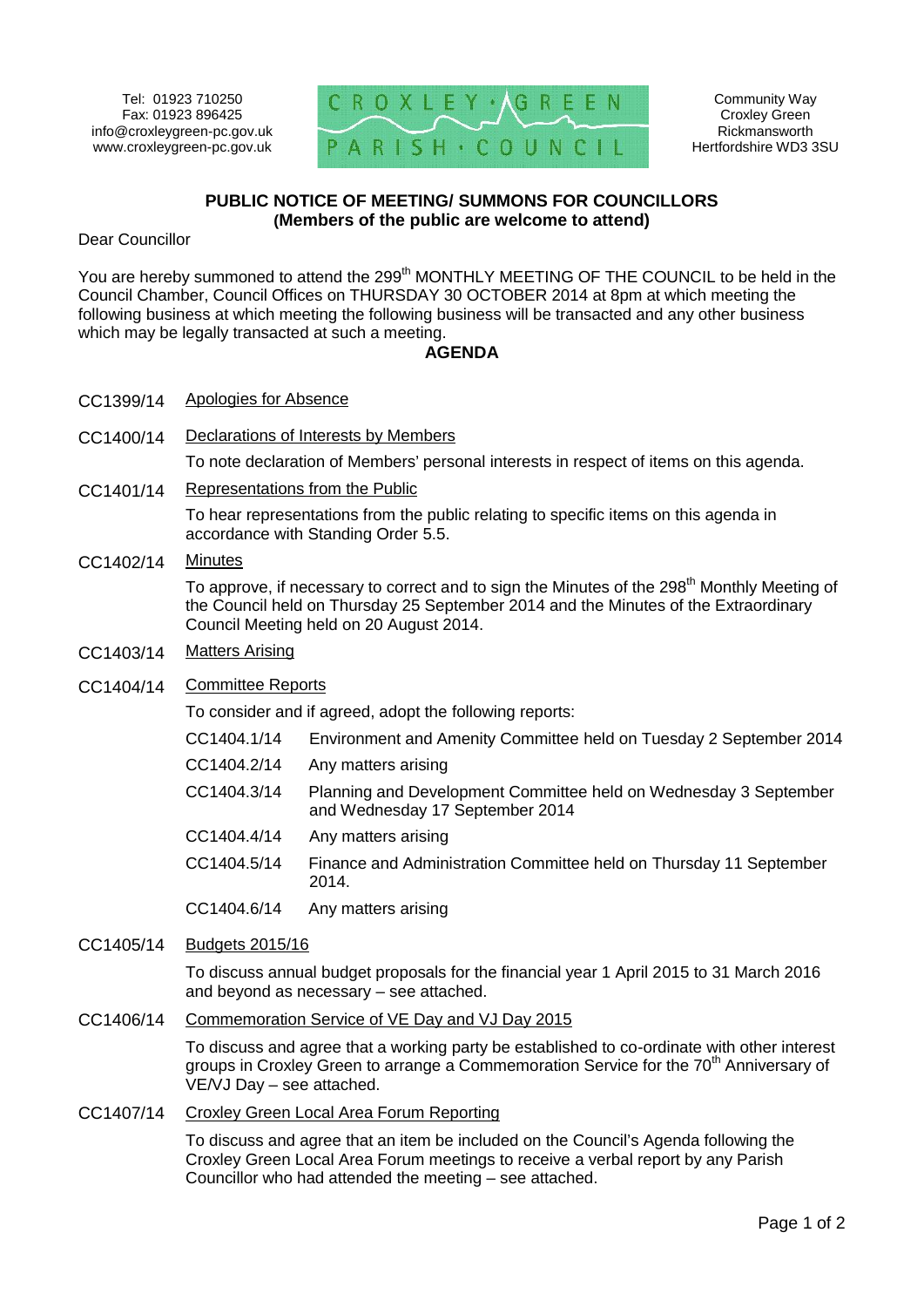Tel: 01923 710250
Fax: 01923 896425
info@croxleygreen-pc.gov.uk
www.croxleygreen-pc.gov.uk

CROXLEY GREEN PARISH COUNCIL

Community Way
Croxley Green
Rickmansworth
Hertfordshire WD3 3SU

**PUBLIC NOTICE OF MEETING/ SUMMONS FOR COUNCILLORS**
**(Members of the public are welcome to attend)**

Dear Councillor

You are hereby summoned to attend the 299th MONTHLY MEETING OF THE COUNCIL to be held in the Council Chamber, Council Offices on THURSDAY 30 OCTOBER 2014 at 8pm at which meeting the following business at which meeting the following business will be transacted and any other business which may be legally transacted at such a meeting.

**AGENDA**

CC1399/14 Apologies for Absence

CC1400/14 Declarations of Interests by Members

To note declaration of Members' personal interests in respect of items on this agenda.

CC1401/14 Representations from the Public

To hear representations from the public relating to specific items on this agenda in accordance with Standing Order 5.5.

CC1402/14 Minutes

To approve, if necessary to correct and to sign the Minutes of the 298th Monthly Meeting of the Council held on Thursday 25 September 2014 and the Minutes of the Extraordinary Council Meeting held on 20 August 2014.

CC1403/14 Matters Arising

CC1404/14 Committee Reports

To consider and if agreed, adopt the following reports:

| | |
|---|---|
| CC1404.1/14 | Environment and Amenity Committee held on Tuesday 2 September 2014 |
| CC1404.2/14 | Any matters arising |
| CC1404.3/14 | Planning and Development Committee held on Wednesday 3 September and Wednesday 17 September 2014 |
| CC1404.4/14 | Any matters arising |
| CC1404.5/14 | Finance and Administration Committee held on Thursday 11 September 2014. |
| CC1404.6/14 | Any matters arising |

CC1405/14 Budgets 2015/16

To discuss annual budget proposals for the financial year 1 April 2015 to 31 March 2016 and beyond as necessary – see attached.

CC1406/14 Commemoration Service of VE Day and VJ Day 2015

To discuss and agree that a working party be established to co-ordinate with other interest groups in Croxley Green to arrange a Commemoration Service for the 70th Anniversary of VE/VJ Day – see attached.

CC1407/14 Croxley Green Local Area Forum Reporting

To discuss and agree that an item be included on the Council's Agenda following the Croxley Green Local Area Forum meetings to receive a verbal report by any Parish Councillor who had attended the meeting – see attached.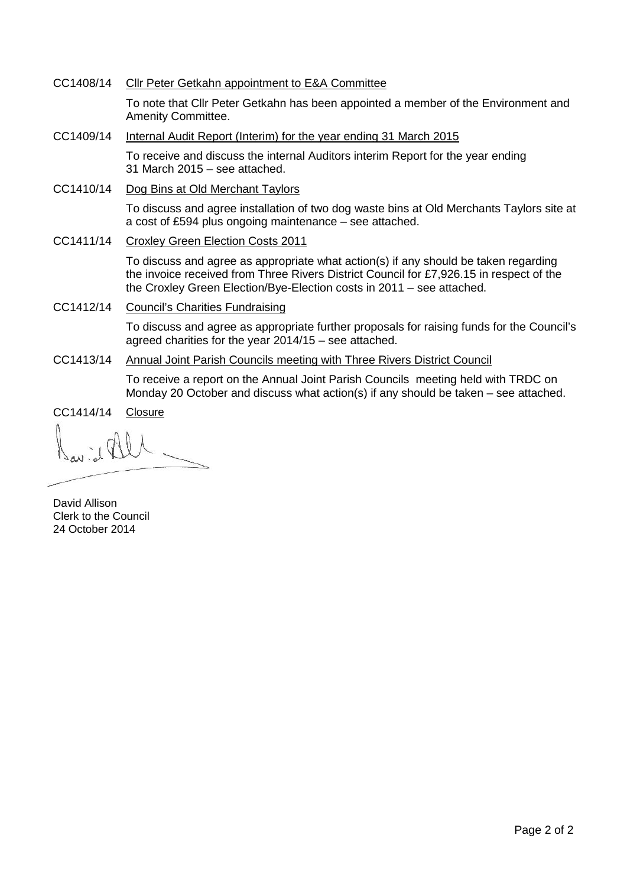CC1408/14 <u>Cllr Peter Getkahn appointment to E&A Committee</u>

To note that Cllr Peter Getkahn has been appointed a member of the Environment and Amenity Committee.

CC1409/14 <u>Internal Audit Report (Interim) for the year ending 31 March 2015</u>

To receive and discuss the internal Auditors interim Report for the year ending 31 March 2015 – see attached.

CC1410/14 <u>Dog Bins at Old Merchant Taylors</u>

To discuss and agree installation of two dog waste bins at Old Merchants Taylors site at a cost of £594 plus ongoing maintenance – see attached.

CC1411/14 <u>Croxley Green Election Costs 2011</u>

To discuss and agree as appropriate what action(s) if any should be taken regarding the invoice received from Three Rivers District Council for £7,926.15 in respect of the the Croxley Green Election/Bye-Election costs in 2011 – see attached.

CC1412/14 <u>Council's Charities Fundraising</u>

To discuss and agree as appropriate further proposals for raising funds for the Council's agreed charities for the year 2014/15 – see attached.

CC1413/14 <u>Annual Joint Parish Councils meeting with Three Rivers District Council</u>

To receive a report on the Annual Joint Parish Councils meeting held with TRDC on Monday 20 October and discuss what action(s) if any should be taken – see attached.

CC1414/14 <u>Closure</u>

David Allison
Clerk to the Council
24 October 2014